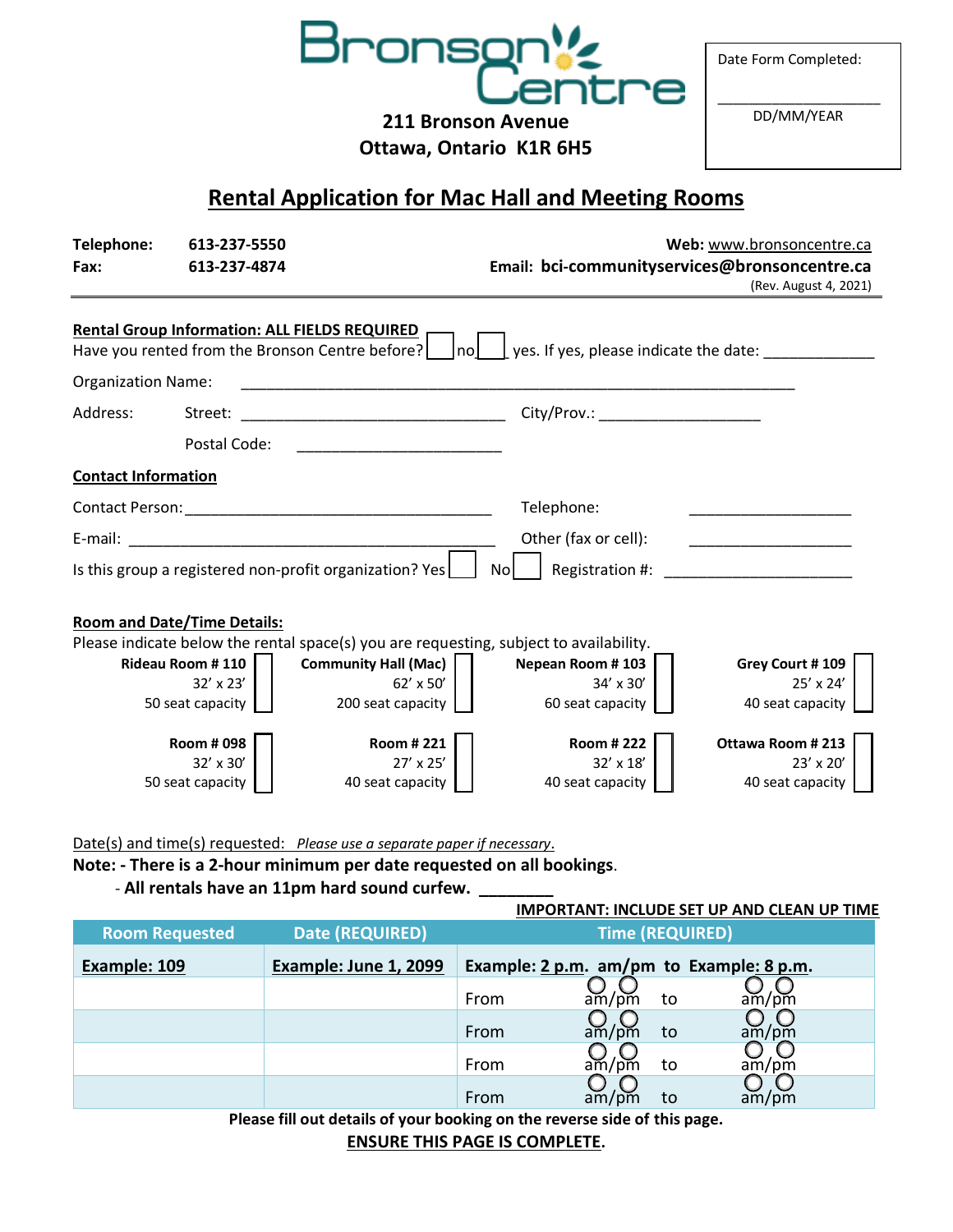Bronson Centre

**211 Bronson Avenue**
**Ottawa, Ontario K1R 6H5**

Date Form Completed: ___________________
DD/MM/YEAR

# Rental Application for Mac Hall and Meeting Rooms

**Telephone:** 613-237-5550
**Fax:** 613-237-4874

**Web:** www.bronsoncentre.ca
**Email: bci-communityservices@bronsoncentre.ca**
(Rev. August 4, 2021)

---

**Rental Group Information: ALL FIELDS REQUIRED**

Have you rented from the Bronson Centre before? ☐ no ☐ yes. If yes, please indicate the date: _____________

Organization Name: ______________________________________________________________________

Address: Street: _________________________________ City/Prov.: ____________________

Postal Code: _________________________

**Contact Information**

Contact Person: _____________________________________ Telephone: ____________________

E-mail: _____________________________________________ Other (fax or cell): ____________________

Is this group a registered non-profit organization? Yes ☐ No ☐ Registration #: _______________________

**Room and Date/Time Details:**

Please indicate below the rental space(s) you are requesting, subject to availability.

| | | | |
|---|---|---|---|
| **Rideau Room # 110** 32' x 23' 50 seat capacity ☐ | **Community Hall (Mac)** 62' x 50' 200 seat capacity ☐ | **Nepean Room # 103** 34' x 30' 60 seat capacity ☐ | **Grey Court # 109** 25' x 24' 40 seat capacity ☐ |
| **Room # 098** 32' x 30' 50 seat capacity ☐ | **Room # 221** 27' x 25' 40 seat capacity ☐ | **Room # 222** 32' x 18' 40 seat capacity ☐ | **Ottawa Room # 213** 23' x 20' 40 seat capacity ☐ |

Date(s) and time(s) requested: *Please use a separate paper if necessary*.

**Note: - There is a 2-hour minimum per date requested on all bookings**.

**- All rentals have an 11pm hard sound curfew. ________**

**IMPORTANT: INCLUDE SET UP AND CLEAN UP TIME**

| Room Requested | Date (REQUIRED) | Time (REQUIRED) |
|---|---|---|
| **Example: 109** | **Example: June 1, 2099** | **Example: 2 p.m. am/pm to Example: 8 p.m.** |
| | | From ○ am / ○ pm to ○ am / ○ pm |
| | | From ○ am / ○ pm to ○ am / ○ pm |
| | | From ○ am / ○ pm to ○ am / ○ pm |
| | | From ○ am / ○ pm to ○ am / ○ pm |

**Please fill out details of your booking on the reverse side of this page.**

**ENSURE THIS PAGE IS COMPLETE.**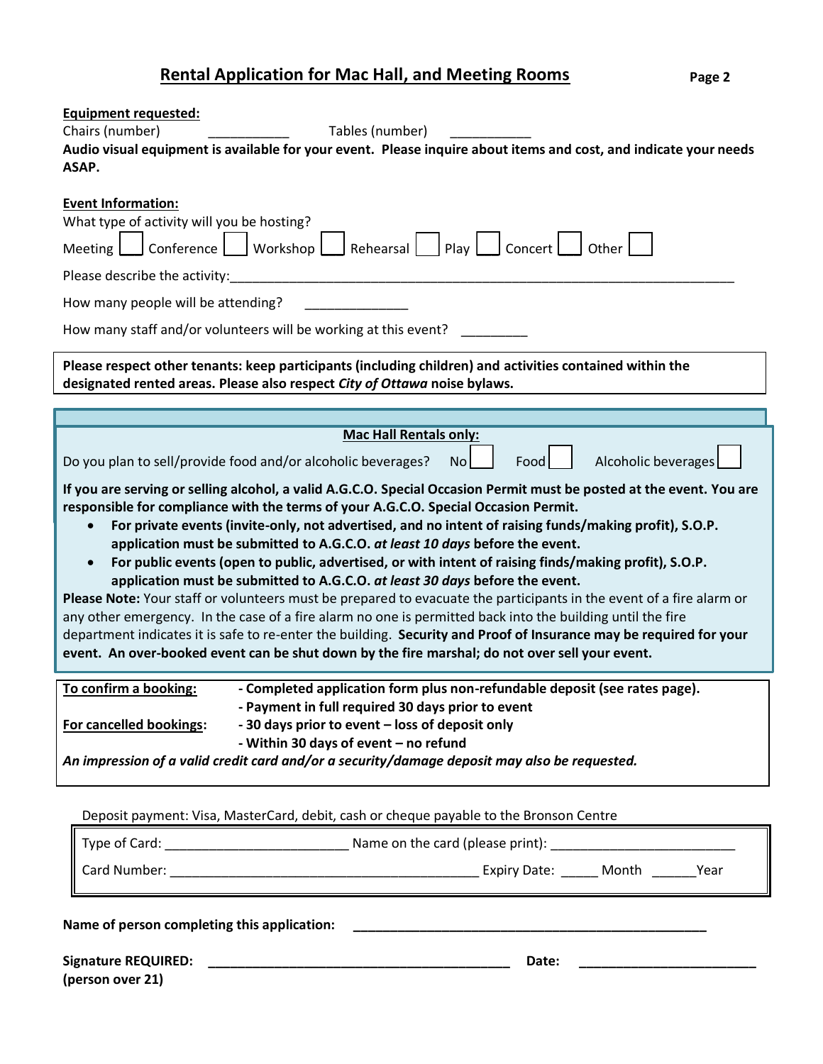## Rental Application for Mac Hall, and Meeting Rooms

**Equipment requested:**

Chairs (number) ___________ Tables (number) ___________

**Audio visual equipment is available for your event. Please inquire about items and cost, and indicate your needs ASAP.**

**Event Information:**

What type of activity will you be hosting?

Meeting ☐ Conference ☐ Workshop ☐ Rehearsal ☐ Play ☐ Concert ☐ Other ☐

Please describe the activity:_______________________________________________________________________

How many people will be attending? ______________

How many staff and/or volunteers will be working at this event? _________

**Please respect other tenants: keep participants (including children) and activities contained within the designated rented areas. Please also respect *City of Ottawa* noise bylaws.**

**Mac Hall Rentals only:**

Do you plan to sell/provide food and/or alcoholic beverages? No ☐ Food ☐ Alcoholic beverages ☐

**If you are serving or selling alcohol, a valid A.G.C.O. Special Occasion Permit must be posted at the event. You are responsible for compliance with the terms of your A.G.C.O. Special Occasion Permit.**

- **For private events (invite-only, not advertised, and no intent of raising funds/making profit), S.O.P. application must be submitted to A.G.C.O. *at least 10 days* before the event.**
- **For public events (open to public, advertised, or with intent of raising finds/making profit), S.O.P. application must be submitted to A.G.C.O. *at least 30 days* before the event.**

**Please Note:** Your staff or volunteers must be prepared to evacuate the participants in the event of a fire alarm or any other emergency. In the case of a fire alarm no one is permitted back into the building until the fire department indicates it is safe to re-enter the building. **Security and Proof of Insurance may be required for your event. An over-booked event can be shut down by the fire marshal; do not over sell your event.**

**To confirm a booking:** **- Completed application form plus non-refundable deposit (see rates page).**
**- Payment in full required 30 days prior to event**

**For cancelled bookings:** **- 30 days prior to event – loss of deposit only**
**- Within 30 days of event – no refund**

***An impression of a valid credit card and/or a security/damage deposit may also be requested.***

Deposit payment: Visa, MasterCard, debit, cash or cheque payable to the Bronson Centre

Type of Card: ________________________ Name on the card (please print): ________________________

Card Number: ________________________________________ Expiry Date: _____ Month ______Year

**Name of person completing this application:** ________________________________________________

**Signature REQUIRED: (person over 21)** ________________________________________ **Date:** ________________________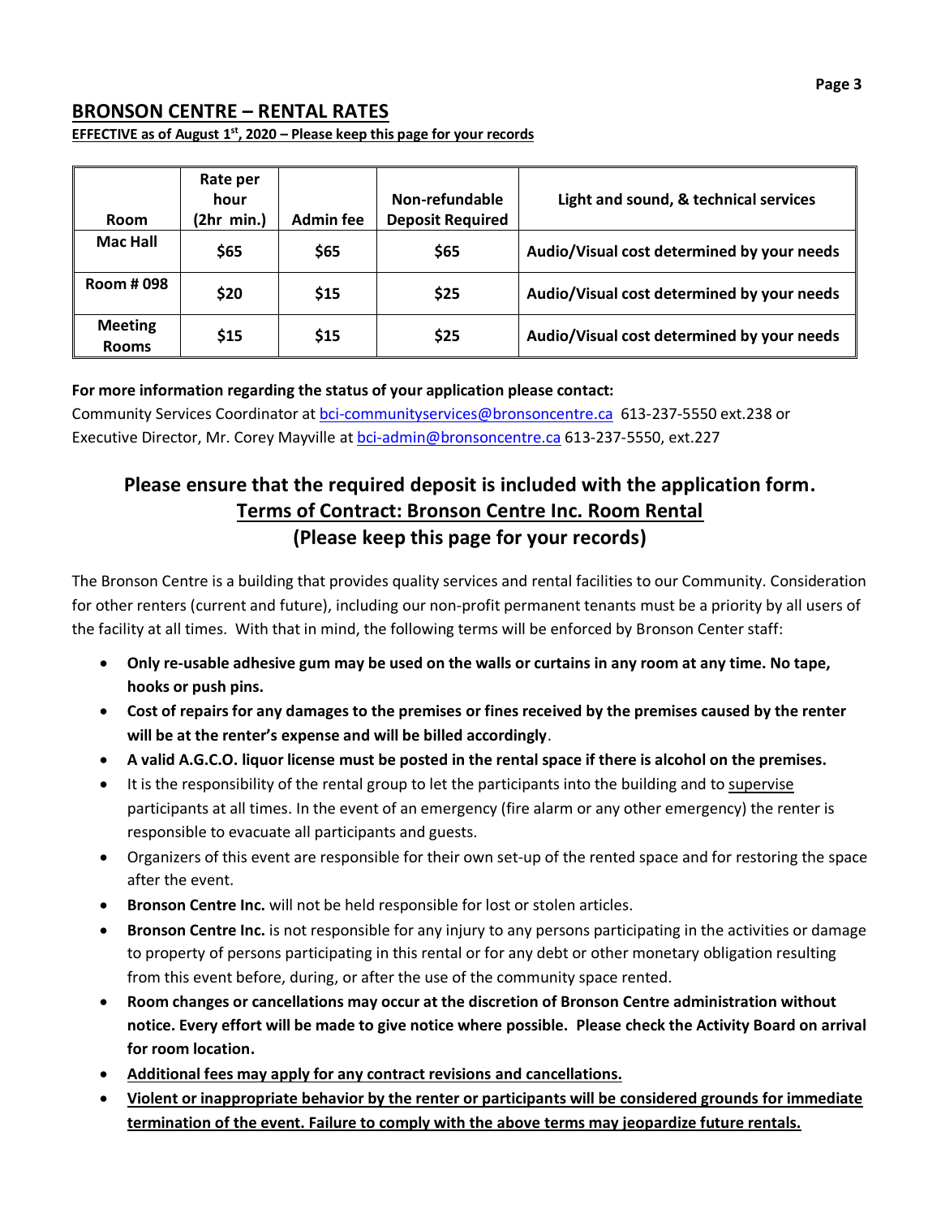## BRONSON CENTRE – RENTAL RATES

**EFFECTIVE as of August 1st, 2020 – Please keep this page for your records**

| Room | Rate per hour (2hr min.) | Admin fee | Non-refundable Deposit Required | Light and sound, & technical services |
|---|---|---|---|---|
| **Mac Hall** | **$65** | **$65** | **$65** | **Audio/Visual cost determined by your needs** |
| **Room # 098** | **$20** | **$15** | **$25** | **Audio/Visual cost determined by your needs** |
| **Meeting Rooms** | **$15** | **$15** | **$25** | **Audio/Visual cost determined by your needs** |

**For more information regarding the status of your application please contact:**
Community Services Coordinator at bci-communityservices@bronsoncentre.ca 613-237-5550 ext.238 or
Executive Director, Mr. Corey Mayville at bci-admin@bronsoncentre.ca 613-237-5550, ext.227

## Please ensure that the required deposit is included with the application form.

## Terms of Contract: Bronson Centre Inc. Room Rental

## (Please keep this page for your records)

The Bronson Centre is a building that provides quality services and rental facilities to our Community. Consideration for other renters (current and future), including our non-profit permanent tenants must be a priority by all users of the facility at all times. With that in mind, the following terms will be enforced by Bronson Center staff:

- **Only re-usable adhesive gum may be used on the walls or curtains in any room at any time. No tape, hooks or push pins.**
- **Cost of repairs for any damages to the premises or fines received by the premises caused by the renter will be at the renter's expense and will be billed accordingly**.
- **A valid A.G.C.O. liquor license must be posted in the rental space if there is alcohol on the premises.**
- It is the responsibility of the rental group to let the participants into the building and to supervise participants at all times. In the event of an emergency (fire alarm or any other emergency) the renter is responsible to evacuate all participants and guests.
- Organizers of this event are responsible for their own set-up of the rented space and for restoring the space after the event.
- **Bronson Centre Inc.** will not be held responsible for lost or stolen articles.
- **Bronson Centre Inc.** is not responsible for any injury to any persons participating in the activities or damage to property of persons participating in this rental or for any debt or other monetary obligation resulting from this event before, during, or after the use of the community space rented.
- **Room changes or cancellations may occur at the discretion of Bronson Centre administration without notice. Every effort will be made to give notice where possible. Please check the Activity Board on arrival for room location.**
- **Additional fees may apply for any contract revisions and cancellations.**
- **Violent or inappropriate behavior by the renter or participants will be considered grounds for immediate termination of the event. Failure to comply with the above terms may jeopardize future rentals.**